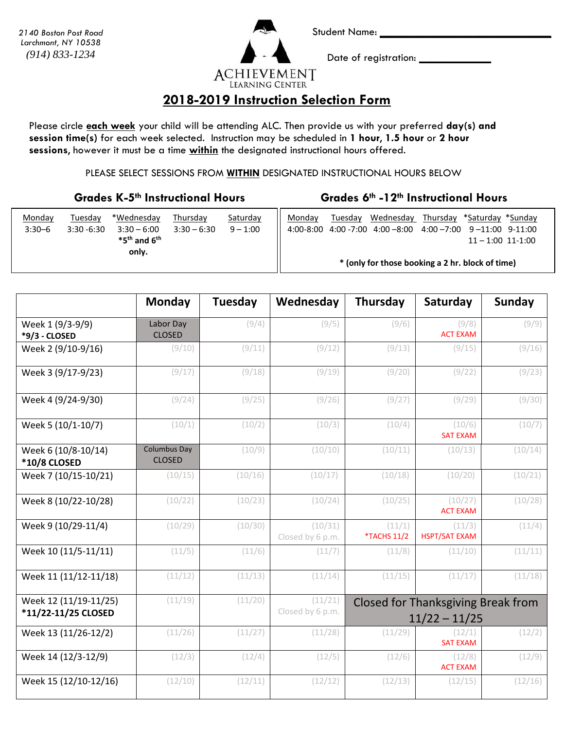2140 Boston Post Road
Larchmont, NY 10538
(914) 833-1234

ACHIEVEMENT
LEARNING CENTER

Student Name: ______________________________

Date of registration: ______________

# 2018-2019 Instruction Selection Form

Please circle **each week** your child will be attending ALC. Then provide us with your preferred **day(s) and session time(s)** for each week selected. Instruction may be scheduled in **1 hour, 1.5 hour** or **2 hour sessions,** however it must be a time **within** the designated instructional hours offered.

PLEASE SELECT SESSIONS FROM **WITHIN** DESIGNATED INSTRUCTIONAL HOURS BELOW

### Grades K-5th Instructional Hours

| Monday | Tuesday | *Wednesday | Thursday | Saturday |
|---|---|---|---|---|
| 3:30–6 | 3:30 -6:30 | 3:30 – 6:00 **\*5th and 6th only.** | 3:30 – 6:30 | 9 – 1:00 |

### Grades 6th -12th Instructional Hours

| Monday | Tuesday | Wednesday | Thursday | *Saturday | *Sunday |
|---|---|---|---|---|---|
| 4:00-8:00 | 4:00 -7:00 | 4:00 –8:00 | 4:00 –7:00 | 9 –11:00<br>11 – 1:00 | 9-11:00<br>11-1:00 |

**\* (only for those booking a 2 hr. block of time)**

| | Monday | Tuesday | Wednesday | Thursday | Saturday | Sunday |
|---|---|---|---|---|---|---|
| Week 1 (9/3-9/9) **\*9/3 - CLOSED** | Labor Day CLOSED | (9/4) | (9/5) | (9/6) | (9/8) ACT EXAM | (9/9) |
| Week 2 (9/10-9/16) | (9/10) | (9/11) | (9/12) | (9/13) | (9/15) | (9/16) |
| Week 3 (9/17-9/23) | (9/17) | (9/18) | (9/19) | (9/20) | (9/22) | (9/23) |
| Week 4 (9/24-9/30) | (9/24) | (9/25) | (9/26) | (9/27) | (9/29) | (9/30) |
| Week 5 (10/1-10/7) | (10/1) | (10/2) | (10/3) | (10/4) | (10/6) SAT EXAM | (10/7) |
| Week 6 (10/8-10/14) **\*10/8 CLOSED** | Columbus Day CLOSED | (10/9) | (10/10) | (10/11) | (10/13) | (10/14) |
| Week 7 (10/15-10/21) | (10/15) | (10/16) | (10/17) | (10/18) | (10/20) | (10/21) |
| Week 8 (10/22-10/28) | (10/22) | (10/23) | (10/24) | (10/25) | (10/27) ACT EXAM | (10/28) |
| Week 9 (10/29-11/4) | (10/29) | (10/30) | (10/31) Closed by 6 p.m. | (11/1) *TACHS 11/2 | (11/3) HSPT/SAT EXAM | (11/4) |
| Week 10 (11/5-11/11) | (11/5) | (11/6) | (11/7) | (11/8) | (11/10) | (11/11) |
| Week 11 (11/12-11/18) | (11/12) | (11/13) | (11/14) | (11/15) | (11/17) | (11/18) |
| Week 12 (11/19-11/25) **\*11/22-11/25 CLOSED** | (11/19) | (11/20) | (11/21) Closed by 6 p.m. | Closed for Thanksgiving Break from 11/22 – 11/25 | | |
| Week 13 (11/26-12/2) | (11/26) | (11/27) | (11/28) | (11/29) | (12/1) SAT EXAM | (12/2) |
| Week 14 (12/3-12/9) | (12/3) | (12/4) | (12/5) | (12/6) | (12/8) ACT EXAM | (12/9) |
| Week 15 (12/10-12/16) | (12/10) | (12/11) | (12/12) | (12/13) | (12/15) | (12/16) |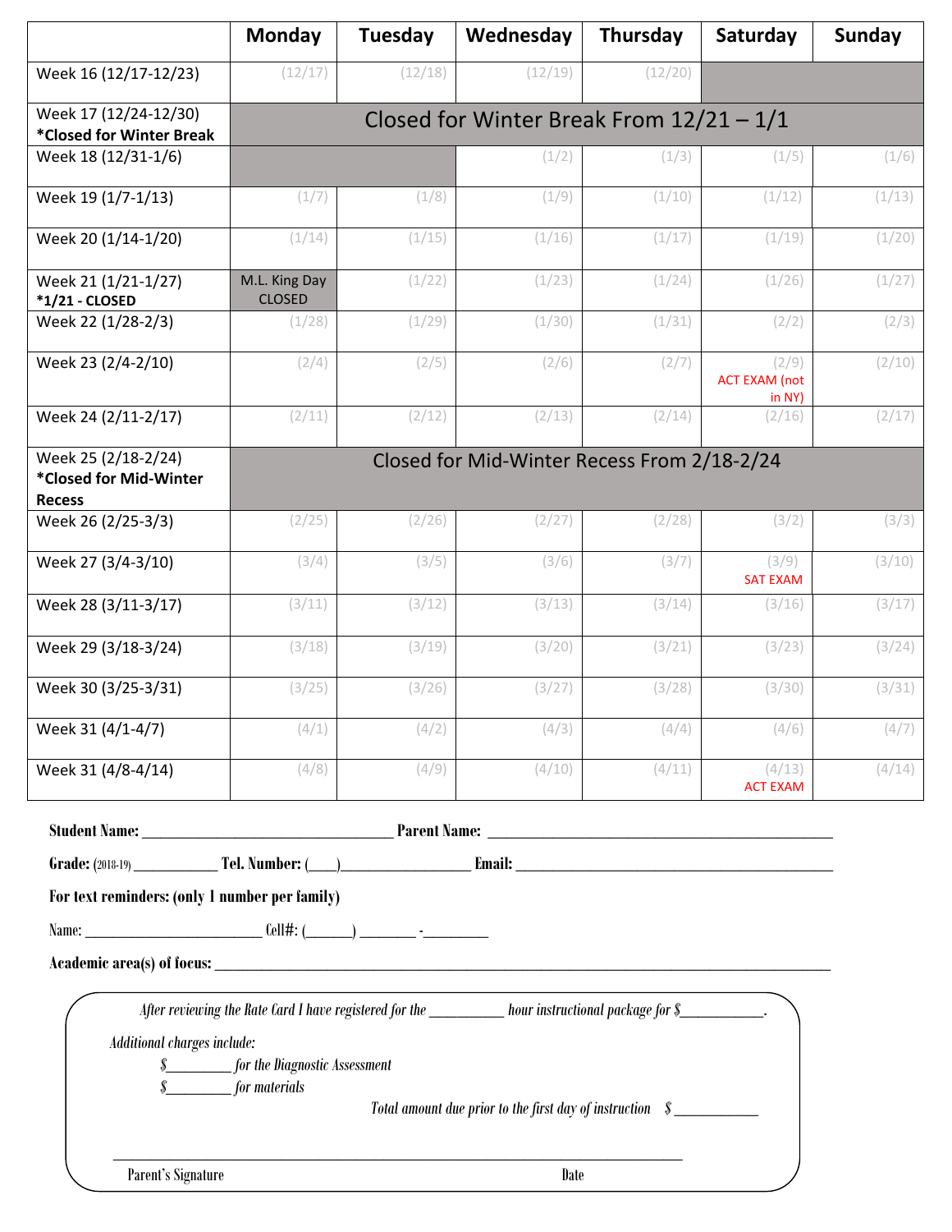| | Monday | Tuesday | Wednesday | Thursday | Saturday | Sunday |
|---|---|---|---|---|---|---|
| Week 16 (12/17-12/23) | (12/17) | (12/18) | (12/19) | (12/20) | | |
| Week 17 (12/24-12/30) **\*Closed for Winter Break** | Closed for Winter Break From 12/21 – 1/1 | | | | | |
| Week 18 (12/31-1/6) | | | (1/2) | (1/3) | (1/5) | (1/6) |
| Week 19 (1/7-1/13) | (1/7) | (1/8) | (1/9) | (1/10) | (1/12) | (1/13) |
| Week 20 (1/14-1/20) | (1/14) | (1/15) | (1/16) | (1/17) | (1/19) | (1/20) |
| Week 21 (1/21-1/27) **\*1/21 - CLOSED** | M.L. King Day CLOSED | (1/22) | (1/23) | (1/24) | (1/26) | (1/27) |
| Week 22 (1/28-2/3) | (1/28) | (1/29) | (1/30) | (1/31) | (2/2) | (2/3) |
| Week 23 (2/4-2/10) | (2/4) | (2/5) | (2/6) | (2/7) | (2/9) ACT EXAM (not in NY) | (2/10) |
| Week 24 (2/11-2/17) | (2/11) | (2/12) | (2/13) | (2/14) | (2/16) | (2/17) |
| Week 25 (2/18-2/24) **\*Closed for Mid-Winter Recess** | Closed for Mid-Winter Recess From 2/18-2/24 | | | | | |
| Week 26 (2/25-3/3) | (2/25) | (2/26) | (2/27) | (2/28) | (3/2) | (3/3) |
| Week 27 (3/4-3/10) | (3/4) | (3/5) | (3/6) | (3/7) | (3/9) SAT EXAM | (3/10) |
| Week 28 (3/11-3/17) | (3/11) | (3/12) | (3/13) | (3/14) | (3/16) | (3/17) |
| Week 29 (3/18-3/24) | (3/18) | (3/19) | (3/20) | (3/21) | (3/23) | (3/24) |
| Week 30 (3/25-3/31) | (3/25) | (3/26) | (3/27) | (3/28) | (3/30) | (3/31) |
| Week 31 (4/1-4/7) | (4/1) | (4/2) | (4/3) | (4/4) | (4/6) | (4/7) |
| Week 31 (4/8-4/14) | (4/8) | (4/9) | (4/10) | (4/11) | (4/13) ACT EXAM | (4/14) |

**Student Name:** _______________________________ **Parent Name:** ___________________________________________

**Grade:** (2018-19) ___________ **Tel. Number:** (___)________________ **Email:** ______________________________________

**For text reminders: (only 1 number per family)**

Name: ______________________ Cell#: (______) _______ -________

**Academic area(s) of focus:** ____________________________________________________________________________

*After reviewing the Rate Card I have registered for the _________ hour instructional package for $___________.*

*Additional charges include:*

*$________ for the Diagnostic Assessment*

*$________ for materials*

*Total amount due prior to the first day of instruction $ ___________*

______________________________________________________________________

Parent's Signature                                                                                    Date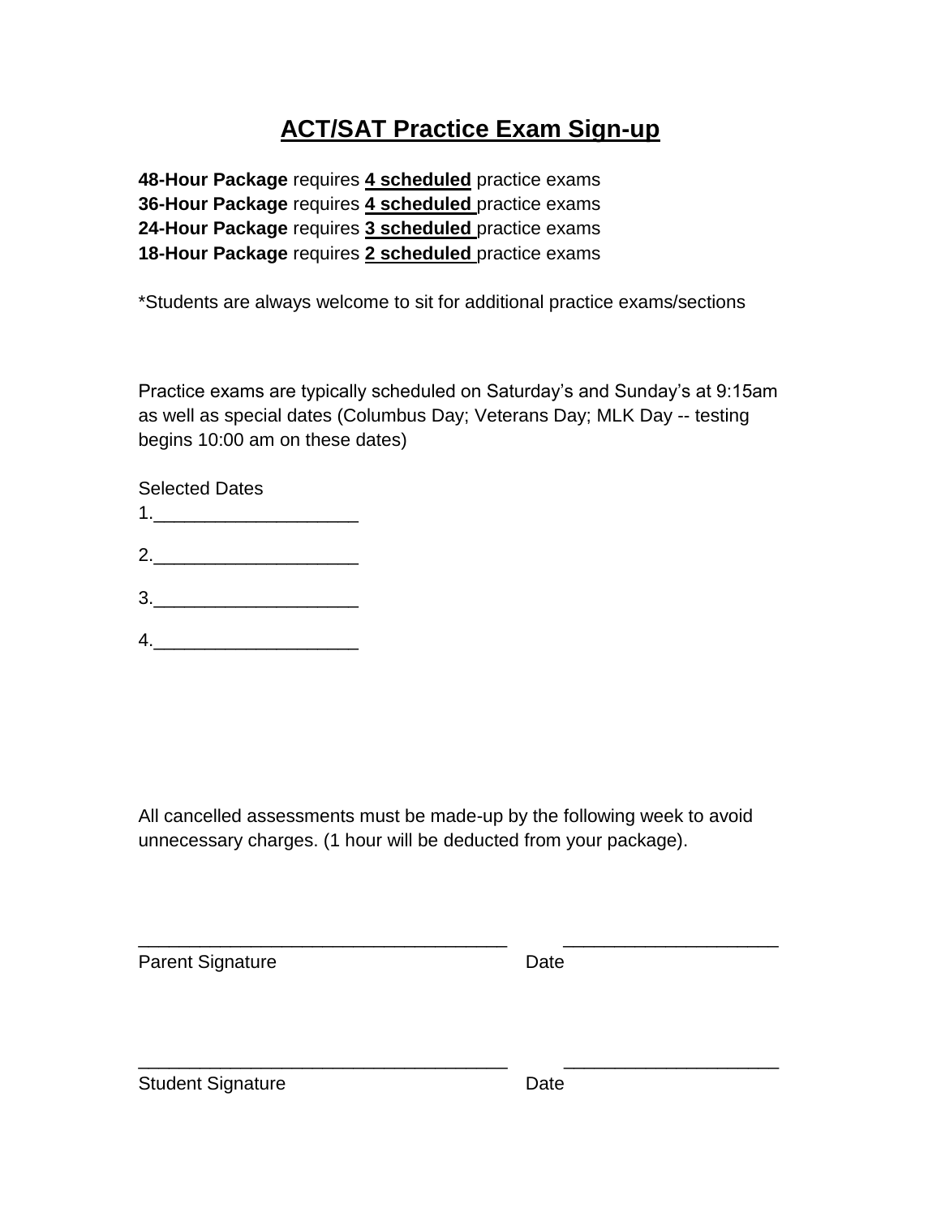# ACT/SAT Practice Exam Sign-up

**48-Hour Package** requires **4 scheduled** practice exams
**36-Hour Package** requires **4 scheduled** practice exams
**24-Hour Package** requires **3 scheduled** practice exams
**18-Hour Package** requires **2 scheduled** practice exams

*Students are always welcome to sit for additional practice exams/sections

Practice exams are typically scheduled on Saturday's and Sunday's at 9:15am as well as special dates (Columbus Day; Veterans Day; MLK Day -- testing begins 10:00 am on these dates)

Selected Dates

1.____________________

2.____________________

3.____________________

4.____________________

All cancelled assessments must be made-up by the following week to avoid unnecessary charges. (1 hour will be deducted from your package).

_____________________________________ _____________________

Parent Signature Date

_____________________________________ _____________________

Student Signature Date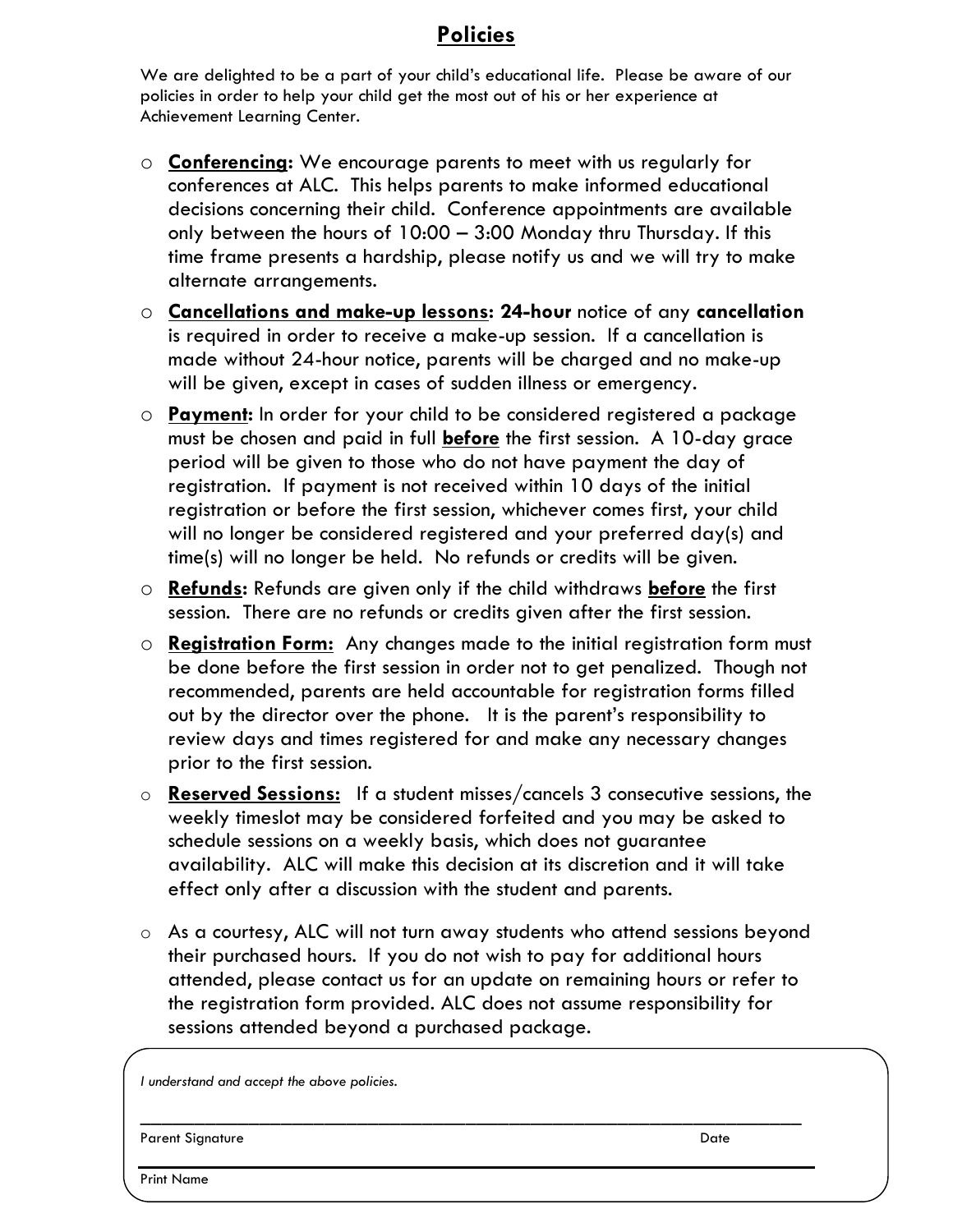# Policies

We are delighted to be a part of your child's educational life. Please be aware of our policies in order to help your child get the most out of his or her experience at Achievement Learning Center.

- **Conferencing:** We encourage parents to meet with us regularly for conferences at ALC. This helps parents to make informed educational decisions concerning their child. Conference appointments are available only between the hours of 10:00 – 3:00 Monday thru Thursday. If this time frame presents a hardship, please notify us and we will try to make alternate arrangements.
- **Cancellations and make-up lessons: 24-hour** notice of any **cancellation** is required in order to receive a make-up session. If a cancellation is made without 24-hour notice, parents will be charged and no make-up will be given, except in cases of sudden illness or emergency.
- **Payment:** In order for your child to be considered registered a package must be chosen and paid in full **before** the first session. A 10-day grace period will be given to those who do not have payment the day of registration. If payment is not received within 10 days of the initial registration or before the first session, whichever comes first, your child will no longer be considered registered and your preferred day(s) and time(s) will no longer be held. No refunds or credits will be given.
- **Refunds:** Refunds are given only if the child withdraws **before** the first session. There are no refunds or credits given after the first session.
- **Registration Form:** Any changes made to the initial registration form must be done before the first session in order not to get penalized. Though not recommended, parents are held accountable for registration forms filled out by the director over the phone. It is the parent's responsibility to review days and times registered for and make any necessary changes prior to the first session.
- **Reserved Sessions:** If a student misses/cancels 3 consecutive sessions, the weekly timeslot may be considered forfeited and you may be asked to schedule sessions on a weekly basis, which does not guarantee availability. ALC will make this decision at its discretion and it will take effect only after a discussion with the student and parents.
- As a courtesy, ALC will not turn away students who attend sessions beyond their purchased hours. If you do not wish to pay for additional hours attended, please contact us for an update on remaining hours or refer to the registration form provided. ALC does not assume responsibility for sessions attended beyond a purchased package.

*I understand and accept the above policies.*

_______________________________________________________________

Parent Signature Date

_______________________________________________________________

Print Name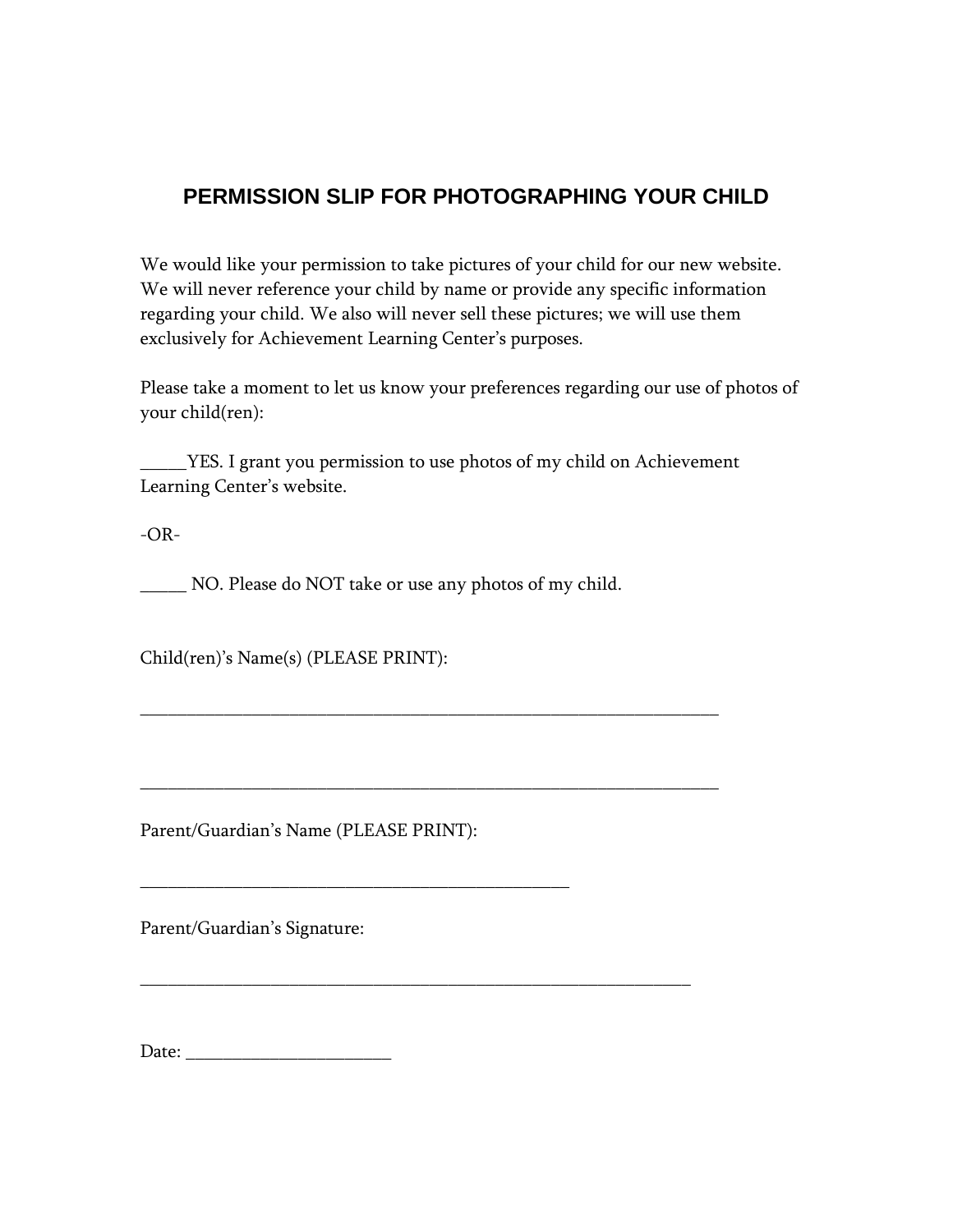# PERMISSION SLIP FOR PHOTOGRAPHING YOUR CHILD

We would like your permission to take pictures of your child for our new website. We will never reference your child by name or provide any specific information regarding your child. We also will never sell these pictures; we will use them exclusively for Achievement Learning Center's purposes.

Please take a moment to let us know your preferences regarding our use of photos of your child(ren):

_____YES. I grant you permission to use photos of my child on Achievement Learning Center's website.

-OR-

_____ NO. Please do NOT take or use any photos of my child.

Child(ren)'s Name(s) (PLEASE PRINT):

_______________________________________________________________

_______________________________________________________________

Parent/Guardian's Name (PLEASE PRINT):

_______________________________________________

Parent/Guardian's Signature:

____________________________________________________________

Date: ______________________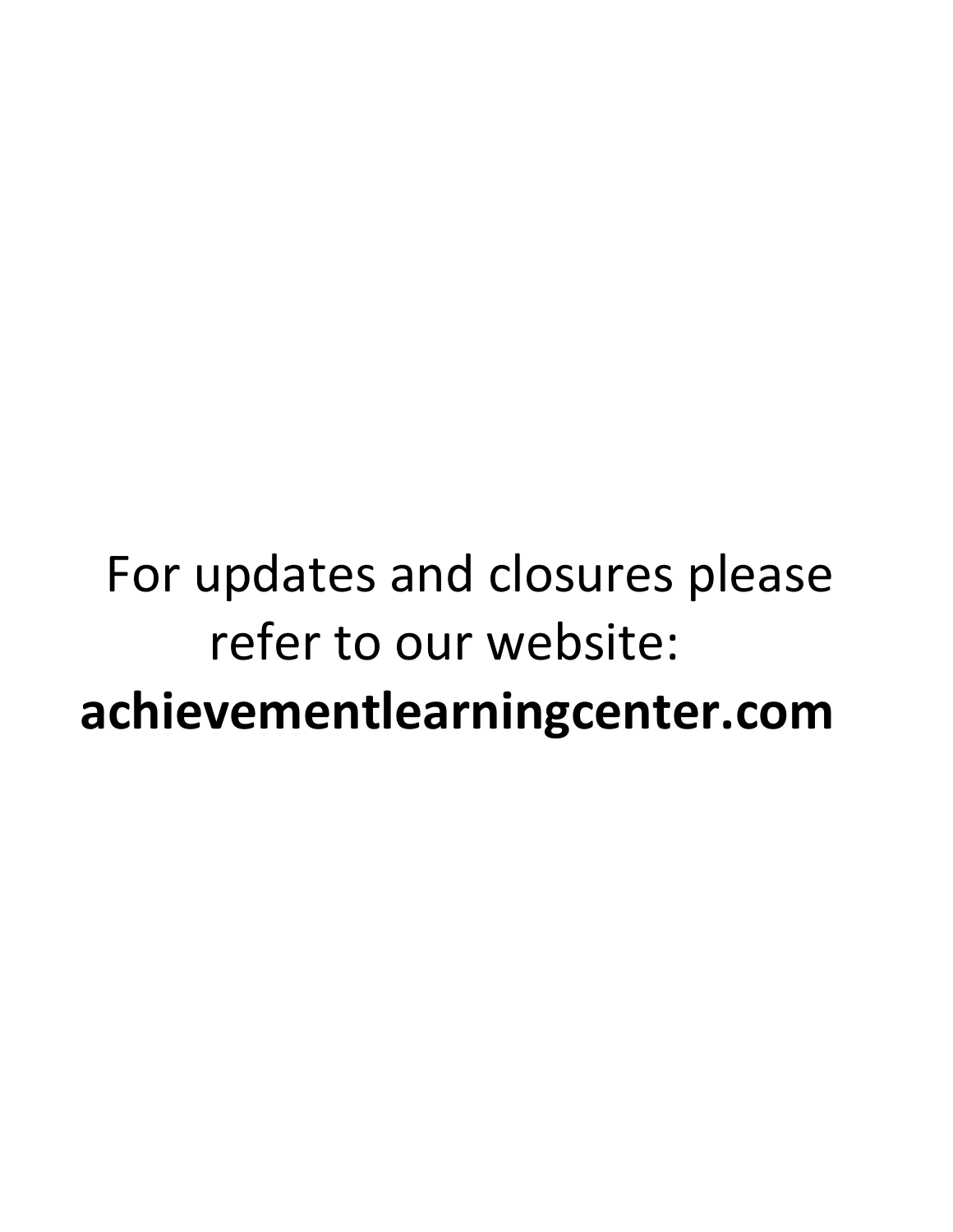For updates and closures please refer to our website:
**achievementlearningcenter.com**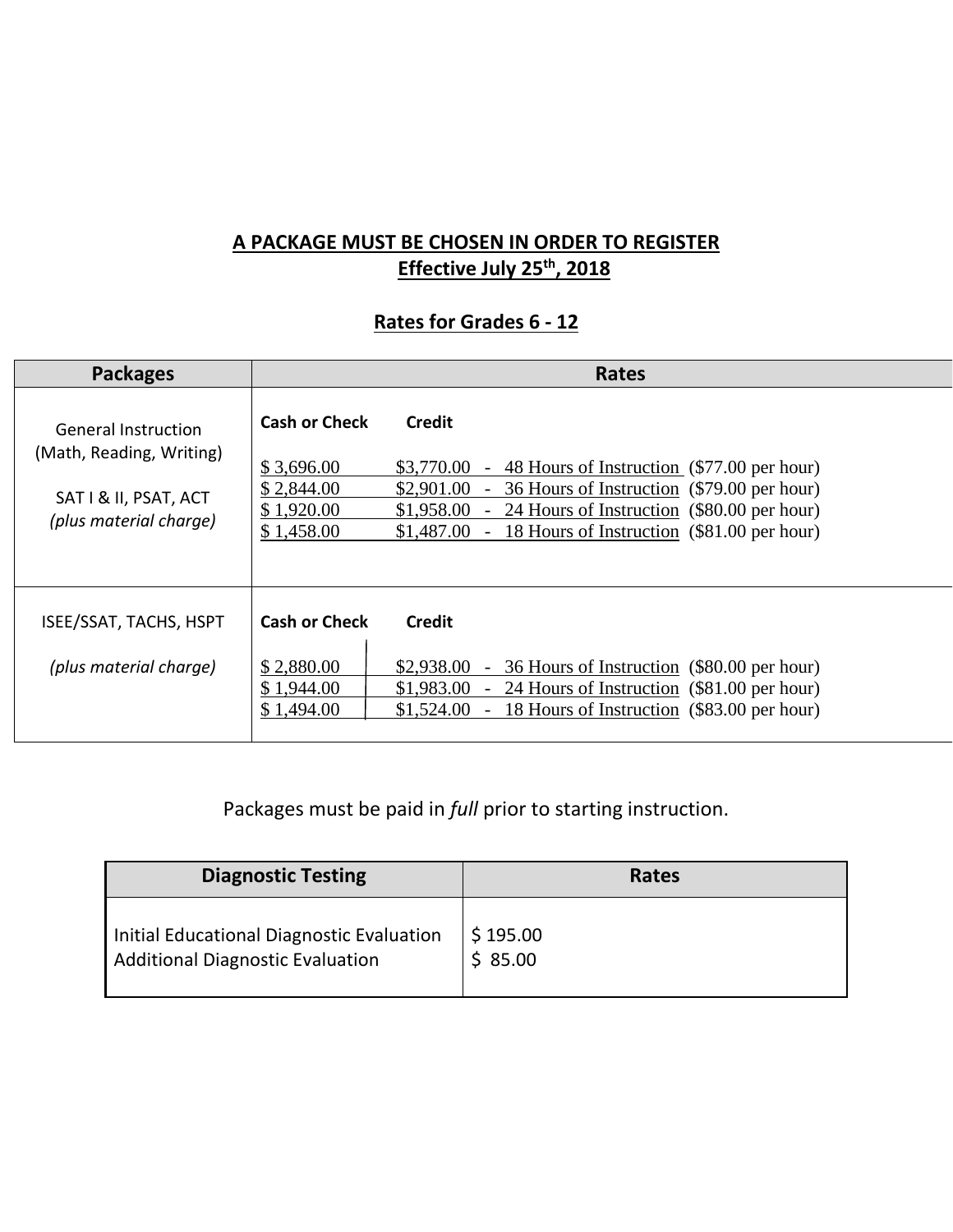**A PACKAGE MUST BE CHOSEN IN ORDER TO REGISTER**
**Effective July 25th, 2018**

## Rates for Grades 6 - 12

| Packages | Rates | | |
|---|---|---|---|
| | **Cash or Check** | **Credit** | |
| General Instruction (Math, Reading, Writing)<br><br>SAT I & II, PSAT, ACT<br>*(plus material charge)* | $ 3,696.00 | $3,770.00 | - 48 Hours of Instruction ($77.00 per hour) |
| | $ 2,844.00 | $2,901.00 | - 36 Hours of Instruction ($79.00 per hour) |
| | $ 1,920.00 | $1,958.00 | - 24 Hours of Instruction ($80.00 per hour) |
| | $ 1,458.00 | $1,487.00 | - 18 Hours of Instruction ($81.00 per hour) |
| | **Cash or Check** | **Credit** | |
| ISEE/SSAT, TACHS, HSPT<br><br>*(plus material charge)* | $ 2,880.00 | $2,938.00 | - 36 Hours of Instruction ($80.00 per hour) |
| | $ 1,944.00 | $1,983.00 | - 24 Hours of Instruction ($81.00 per hour) |
| | $ 1,494.00 | $1,524.00 | - 18 Hours of Instruction ($83.00 per hour) |

Packages must be paid in *full* prior to starting instruction.

| Diagnostic Testing | Rates |
|---|---|
| Initial Educational Diagnostic Evaluation | $ 195.00 |
| Additional Diagnostic Evaluation | $ 85.00 |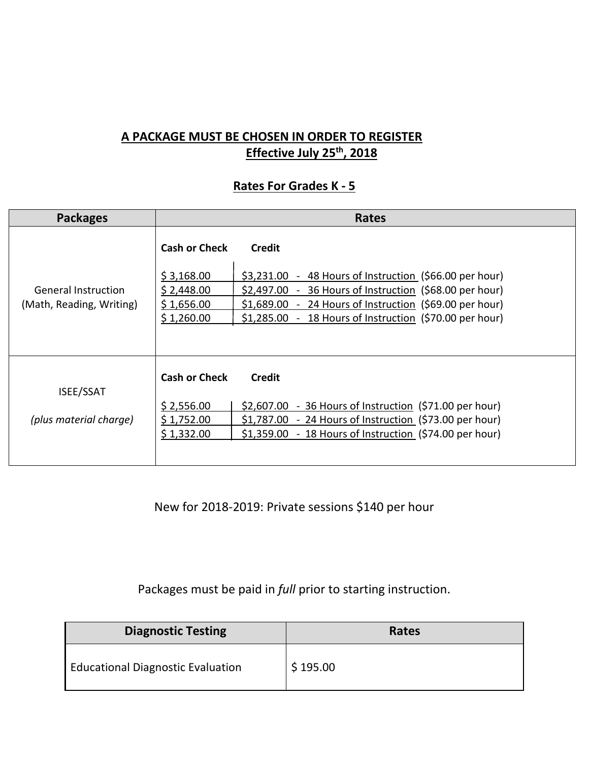**A PACKAGE MUST BE CHOSEN IN ORDER TO REGISTER**
**Effective July 25th, 2018**

## Rates For Grades K - 5

| Packages | Rates | | |
|---|---|---|---|
| | **Cash or Check** | **Credit** | |
| General Instruction (Math, Reading, Writing) | $ 3,168.00 | $3,231.00 | 48 Hours of Instruction ($66.00 per hour) |
| | $ 2,448.00 | $2,497.00 | 36 Hours of Instruction ($68.00 per hour) |
| | $ 1,656.00 | $1,689.00 | 24 Hours of Instruction ($69.00 per hour) |
| | $ 1,260.00 | $1,285.00 | 18 Hours of Instruction ($70.00 per hour) |
| | **Cash or Check** | **Credit** | |
| ISEE/SSAT *(plus material charge)* | $ 2,556.00 | $2,607.00 | 36 Hours of Instruction ($71.00 per hour) |
| | $ 1,752.00 | $1,787.00 | 24 Hours of Instruction ($73.00 per hour) |
| | $ 1,332.00 | $1,359.00 | 18 Hours of Instruction ($74.00 per hour) |

New for 2018-2019: Private sessions $140 per hour

Packages must be paid in *full* prior to starting instruction.

| Diagnostic Testing | Rates |
|---|---|
| Educational Diagnostic Evaluation | $ 195.00 |